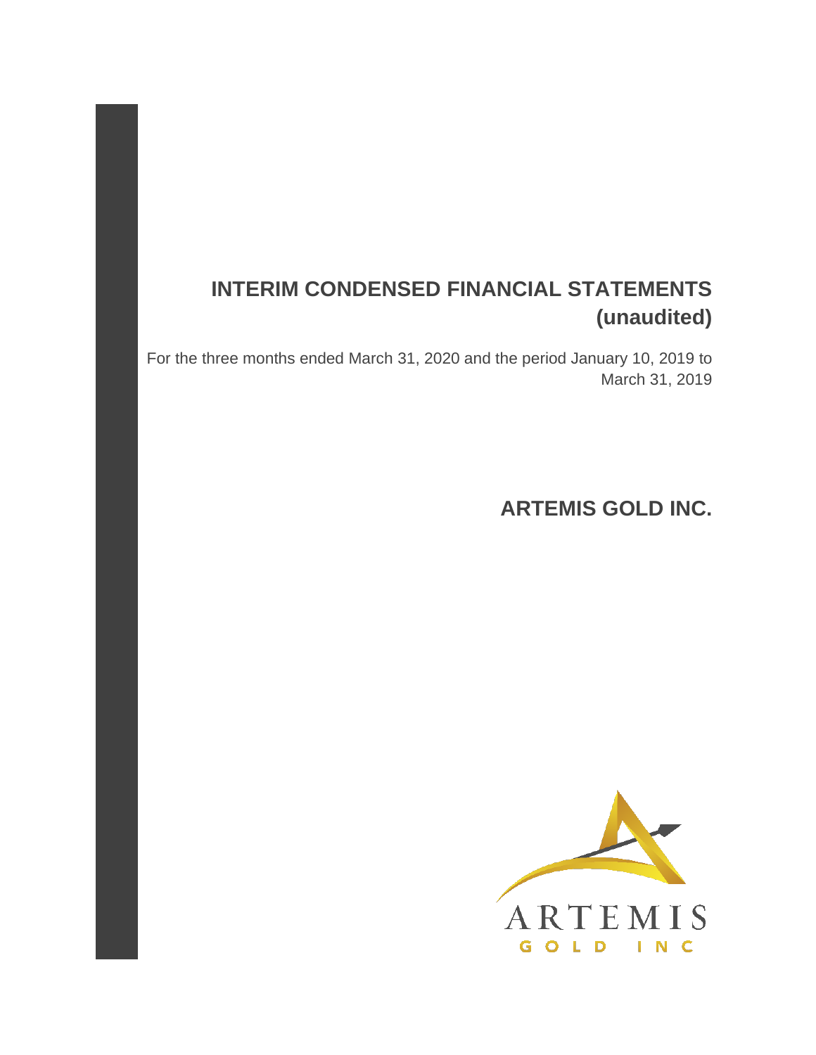# INTERIM CONDENSED FINANCIAL STATEMENTS (unaudited)

For the three months ended March 31, 2020 and the period January 10, 2019 to March 31, 2019

## ARTEMIS GOLD INC.

ARTEMIS
GOLD INC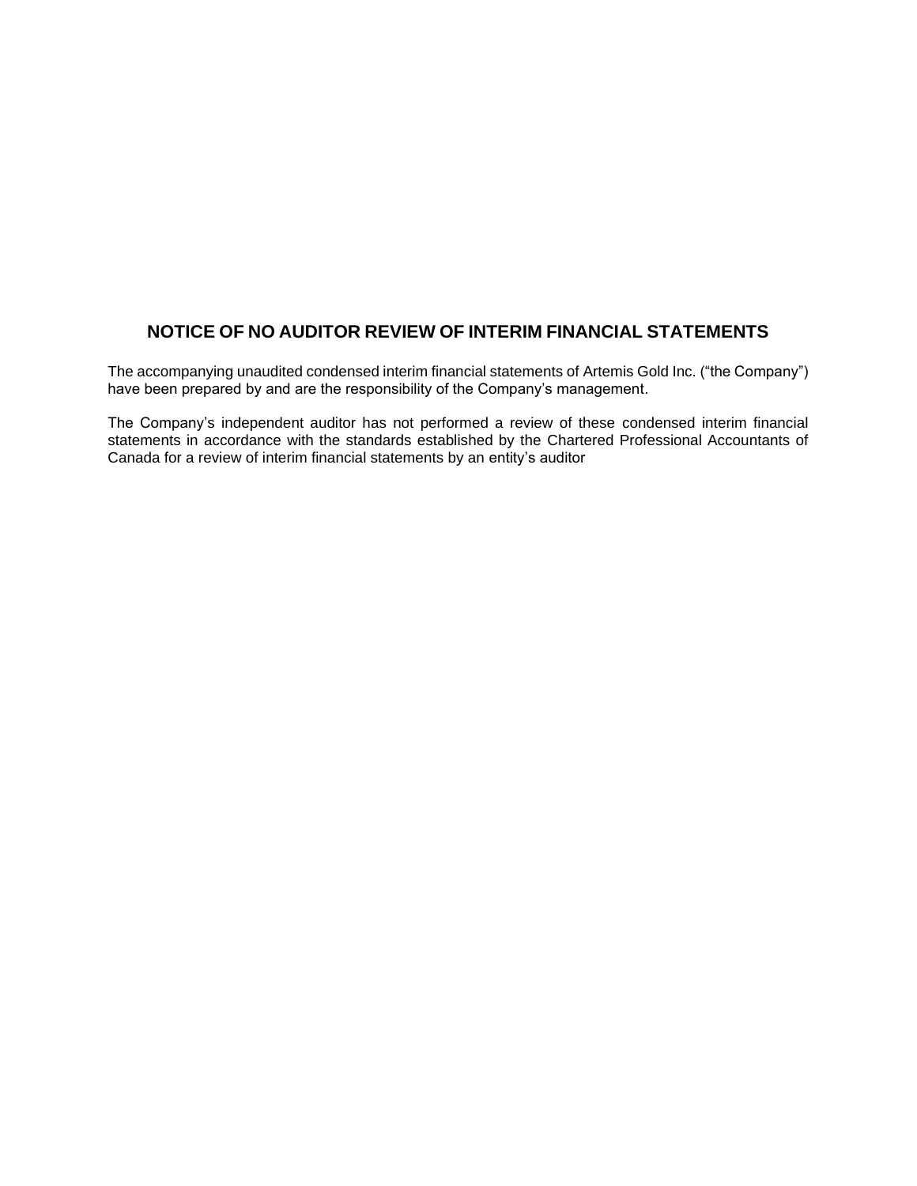# NOTICE OF NO AUDITOR REVIEW OF INTERIM FINANCIAL STATEMENTS

The accompanying unaudited condensed interim financial statements of Artemis Gold Inc. ("the Company") have been prepared by and are the responsibility of the Company's management.

The Company's independent auditor has not performed a review of these condensed interim financial statements in accordance with the standards established by the Chartered Professional Accountants of Canada for a review of interim financial statements by an entity's auditor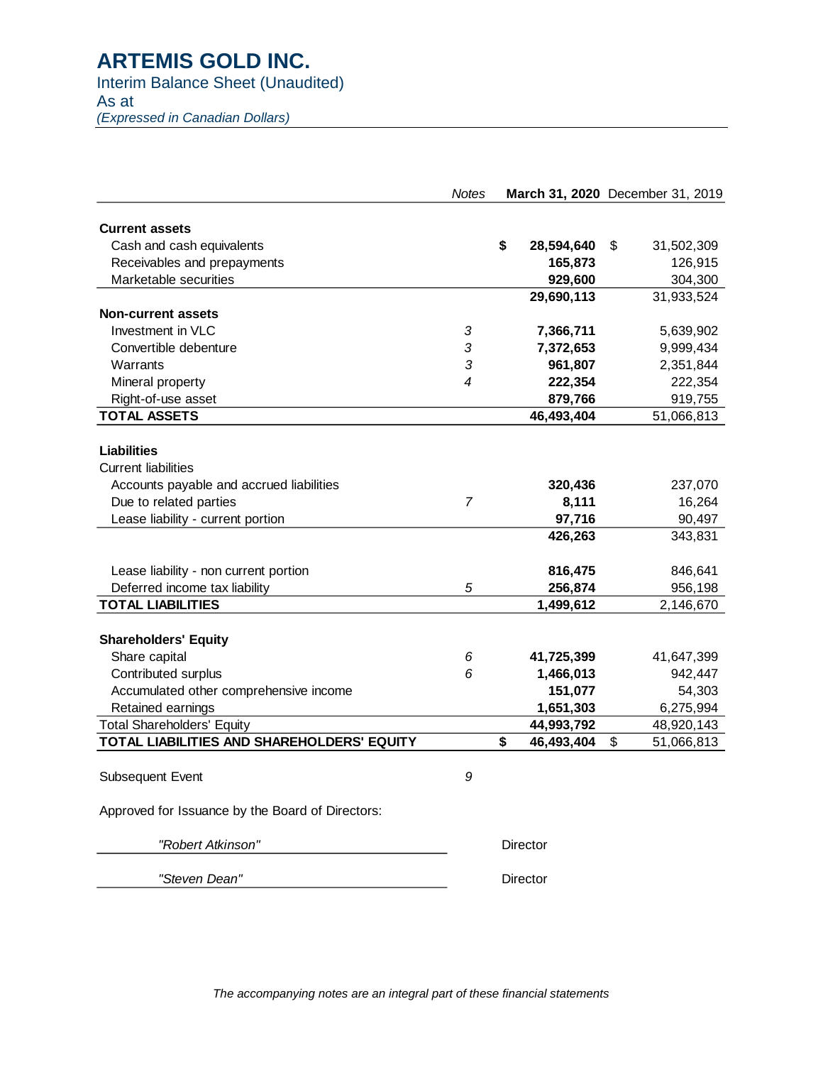# ARTEMIS GOLD INC.

Interim Balance Sheet (Unaudited)
As at
*(Expressed in Canadian Dollars)*

| | Notes | March 31, 2020 | December 31, 2019 |
|---|---|---|---|
| **Current assets** | | | |
| Cash and cash equivalents | | $ **28,594,640** | $ 31,502,309 |
| Receivables and prepayments | | **165,873** | 126,915 |
| Marketable securities | | **929,600** | 304,300 |
| | | **29,690,113** | 31,933,524 |
| **Non-current assets** | | | |
| Investment in VLC | 3 | **7,366,711** | 5,639,902 |
| Convertible debenture | 3 | **7,372,653** | 9,999,434 |
| Warrants | 3 | **961,807** | 2,351,844 |
| Mineral property | 4 | **222,354** | 222,354 |
| Right-of-use asset | | **879,766** | 919,755 |
| **TOTAL ASSETS** | | **46,493,404** | 51,066,813 |
| | | | |
| **Liabilities** | | | |
| Current liabilities | | | |
| Accounts payable and accrued liabilities | | **320,436** | 237,070 |
| Due to related parties | 7 | **8,111** | 16,264 |
| Lease liability - current portion | | **97,716** | 90,497 |
| | | **426,263** | 343,831 |
| | | | |
| Lease liability - non current portion | | **816,475** | 846,641 |
| Deferred income tax liability | 5 | **256,874** | 956,198 |
| **TOTAL LIABILITIES** | | **1,499,612** | 2,146,670 |
| | | | |
| **Shareholders' Equity** | | | |
| Share capital | 6 | **41,725,399** | 41,647,399 |
| Contributed surplus | 6 | **1,466,013** | 942,447 |
| Accumulated other comprehensive income | | **151,077** | 54,303 |
| Retained earnings | | **1,651,303** | 6,275,994 |
| Total Shareholders' Equity | | **44,993,792** | 48,920,143 |
| **TOTAL LIABILITIES AND SHAREHOLDERS' EQUITY** | | $ **46,493,404** | $ 51,066,813 |

Subsequent Event — 9

Approved for Issuance by the Board of Directors:

*"Robert Atkinson"* — Director

*"Steven Dean"* — Director

*The accompanying notes are an integral part of these financial statements*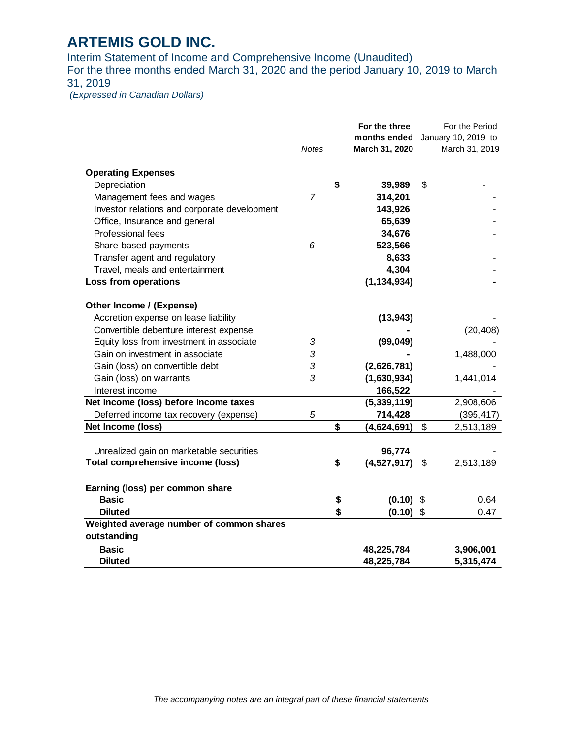# ARTEMIS GOLD INC.

Interim Statement of Income and Comprehensive Income (Unaudited)
For the three months ended March 31, 2020 and the period January 10, 2019 to March 31, 2019
*(Expressed in Canadian Dollars)*

| | Notes | For the three months ended March 31, 2020 | For the Period January 10, 2019 to March 31, 2019 |
|---|---|---|---|
| **Operating Expenses** | | | |
| Depreciation | | $ 39,989 | $ - |
| Management fees and wages | 7 | 314,201 | - |
| Investor relations and corporate development | | 143,926 | - |
| Office, Insurance and general | | 65,639 | - |
| Professional fees | | 34,676 | - |
| Share-based payments | 6 | 523,566 | - |
| Transfer agent and regulatory | | 8,633 | - |
| Travel, meals and entertainment | | 4,304 | - |
| **Loss from operations** | | **(1,134,934)** | **-** |
| **Other Income / (Expense)** | | | |
| Accretion expense on lease liability | | (13,943) | - |
| Convertible debenture interest expense | | - | (20,408) |
| Equity loss from investment in associate | 3 | (99,049) | - |
| Gain on investment in associate | 3 | - | 1,488,000 |
| Gain (loss) on convertible debt | 3 | (2,626,781) | - |
| Gain (loss) on warrants | 3 | (1,630,934) | 1,441,014 |
| Interest income | | 166,522 | - |
| **Net income (loss) before income taxes** | | (5,339,119) | 2,908,606 |
| Deferred income tax recovery (expense) | 5 | 714,428 | (395,417) |
| **Net Income (loss)** | | $ (4,624,691) | $ 2,513,189 |
| Unrealized gain on marketable securities | | 96,774 | - |
| **Total comprehensive income (loss)** | | $ (4,527,917) | $ 2,513,189 |
| **Earning (loss) per common share** | | | |
| **Basic** | | $ (0.10) | $ 0.64 |
| **Diluted** | | $ (0.10) | $ 0.47 |
| **Weighted average number of common shares outstanding** | | | |
| **Basic** | | 48,225,784 | 3,906,001 |
| **Diluted** | | 48,225,784 | 5,315,474 |

*The accompanying notes are an integral part of these financial statements*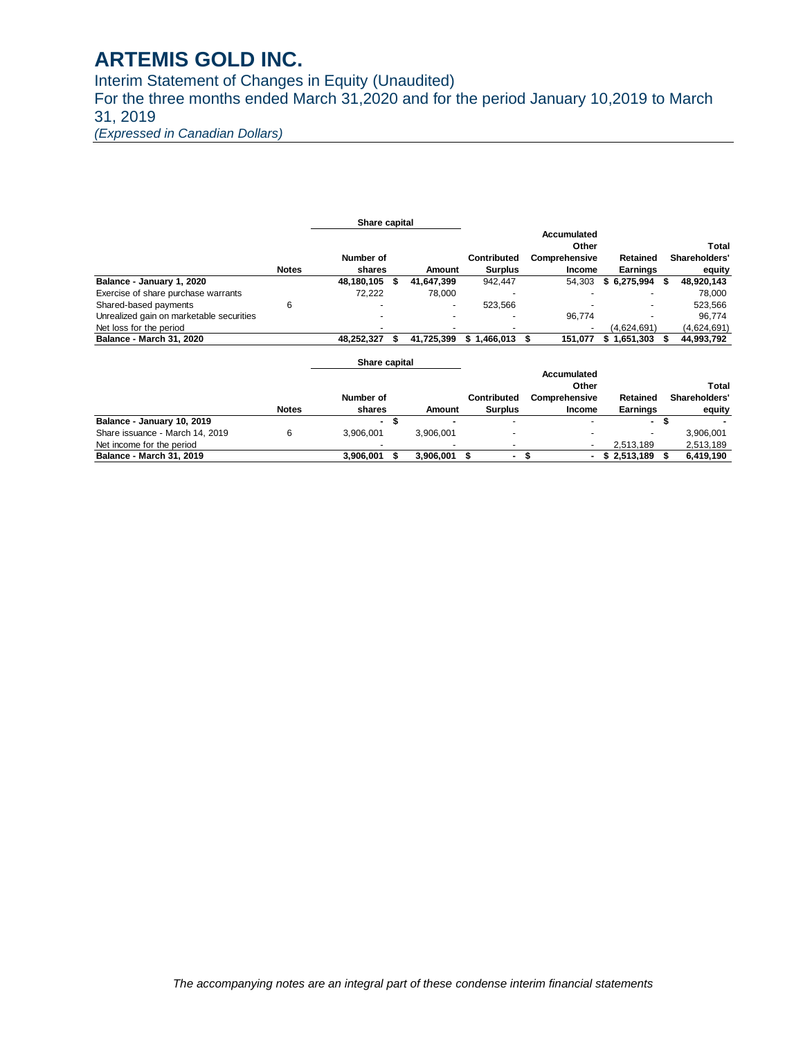# ARTEMIS GOLD INC.

Interim Statement of Changes in Equity (Unaudited)
For the three months ended March 31,2020 and for the period January 10,2019 to March 31, 2019
*(Expressed in Canadian Dollars)*

| | Notes | Share capital – Number of shares | Share capital – Amount | Contributed Surplus | Accumulated Other Comprehensive Income | Retained Earnings | Total Shareholders' equity |
|---|---|---|---|---|---|---|---|
| **Balance - January 1, 2020** | | **48,180,105** | **$ 41,647,399** | 942,447 | 54,303 | **$ 6,275,994** | **$ 48,920,143** |
| Exercise of share purchase warrants | | 72,222 | 78,000 | - | - | - | 78,000 |
| Shared-based payments | 6 | - | - | 523,566 | - | - | 523,566 |
| Unrealized gain on marketable securities | | - | - | - | 96,774 | - | 96,774 |
| Net loss for the period | | - | - | - | - | (4,624,691) | (4,624,691) |
| **Balance - March 31, 2020** | | **48,252,327** | **$ 41,725,399** | **$ 1,466,013** | **$ 151,077** | **$ 1,651,303** | **$ 44,993,792** |

| | Notes | Share capital – Number of shares | Share capital – Amount | Contributed Surplus | Accumulated Other Comprehensive Income | Retained Earnings | Total Shareholders' equity |
|---|---|---|---|---|---|---|---|
| **Balance - January 10, 2019** | | **-** | **$ -** | - | - | **-** | **$ -** |
| Share issuance - March 14, 2019 | 6 | 3,906,001 | 3,906,001 | - | - | - | 3,906,001 |
| Net income for the period | | - | - | - | - | 2,513,189 | 2,513,189 |
| **Balance - March 31, 2019** | | **3,906,001** | **$ 3,906,001** | **$ -** | **$ -** | **$ 2,513,189** | **$ 6,419,190** |

*The accompanying notes are an integral part of these condense interim financial statements*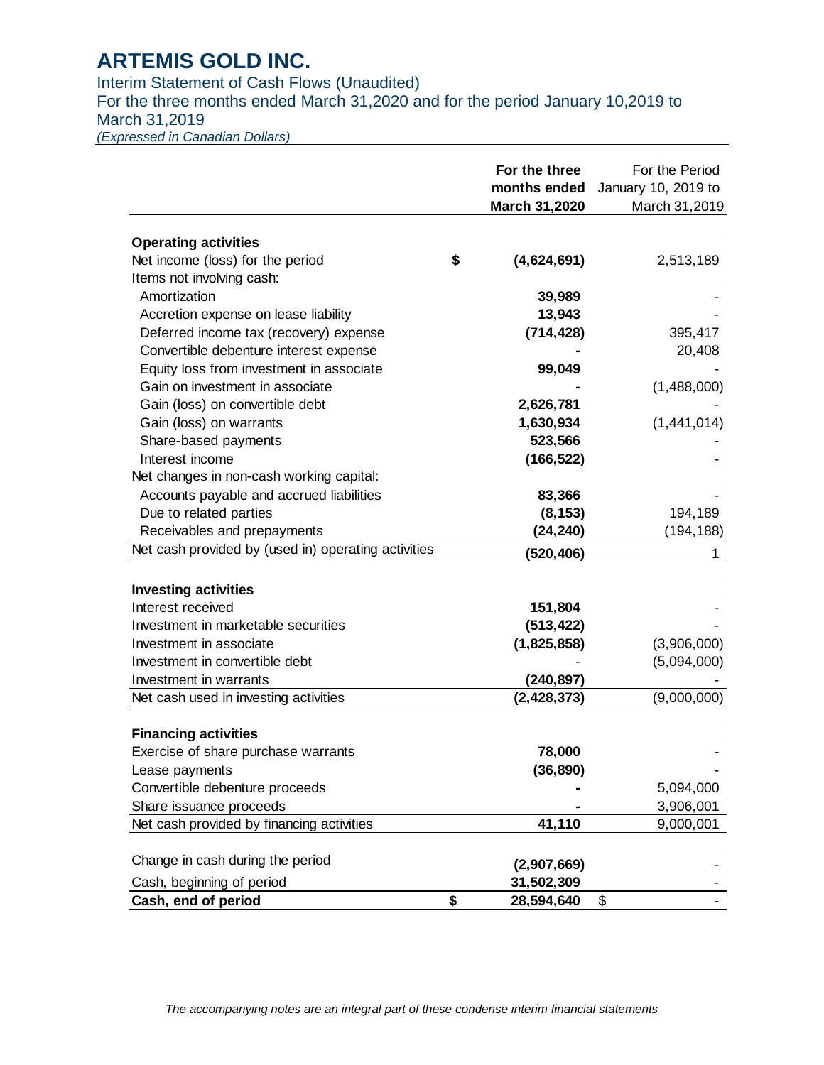# ARTEMIS GOLD INC.

Interim Statement of Cash Flows (Unaudited)
For the three months ended March 31,2020 and for the period January 10,2019 to March 31,2019
*(Expressed in Canadian Dollars)*

| | | **For the three months ended March 31,2020** | For the Period January 10, 2019 to March 31,2019 |
|---|---|---|---|
| **Operating activities** | | | |
| Net income (loss) for the period | **$** | **(4,624,691)** | 2,513,189 |
| Items not involving cash: | | | |
| Amortization | | **39,989** | - |
| Accretion expense on lease liability | | **13,943** | - |
| Deferred income tax (recovery) expense | | **(714,428)** | 395,417 |
| Convertible debenture interest expense | | **-** | 20,408 |
| Equity loss from investment in associate | | **99,049** | - |
| Gain on investment in associate | | **-** | (1,488,000) |
| Gain (loss) on convertible debt | | **2,626,781** | - |
| Gain (loss) on warrants | | **1,630,934** | (1,441,014) |
| Share-based payments | | **523,566** | - |
| Interest income | | **(166,522)** | - |
| Net changes in non-cash working capital: | | | |
| Accounts payable and accrued liabilities | | **83,366** | - |
| Due to related parties | | **(8,153)** | 194,189 |
| Receivables and prepayments | | **(24,240)** | (194,188) |
| Net cash provided by (used in) operating activities | | **(520,406)** | 1 |
| **Investing activities** | | | |
| Interest received | | **151,804** | - |
| Investment in marketable securities | | **(513,422)** | - |
| Investment in associate | | **(1,825,858)** | (3,906,000) |
| Investment in convertible debt | | - | (5,094,000) |
| Investment in warrants | | **(240,897)** | - |
| Net cash used in investing activities | | **(2,428,373)** | (9,000,000) |
| **Financing activities** | | | |
| Exercise of share purchase warrants | | **78,000** | - |
| Lease payments | | **(36,890)** | - |
| Convertible debenture proceeds | | **-** | 5,094,000 |
| Share issuance proceeds | | **-** | 3,906,001 |
| Net cash provided by financing activities | | **41,110** | 9,000,001 |
| Change in cash during the period | | **(2,907,669)** | - |
| Cash, beginning of period | | **31,502,309** | - |
| **Cash, end of period** | **$** | **28,594,640** | $ - |

*The accompanying notes are an integral part of these condense interim financial statements*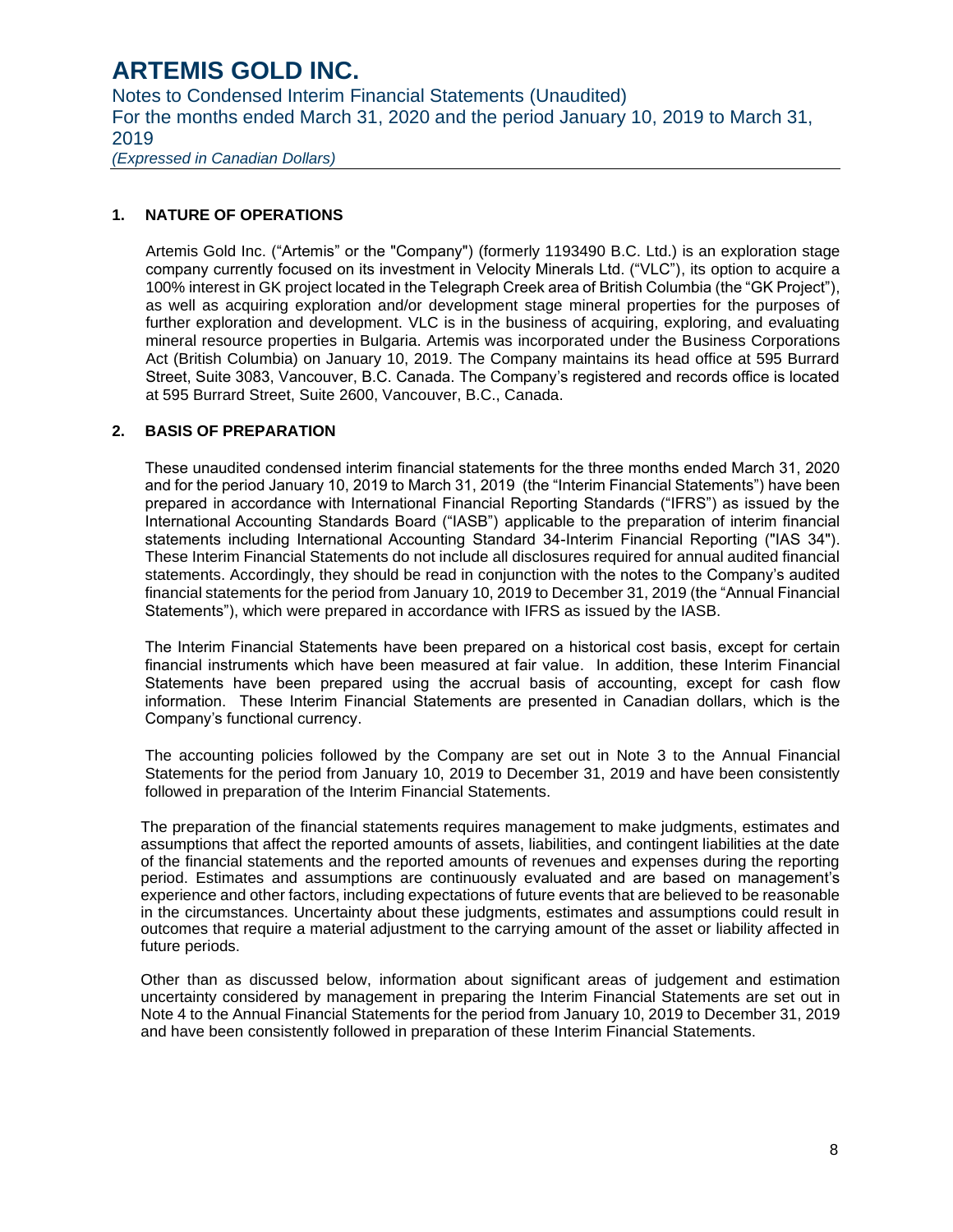## 1. NATURE OF OPERATIONS

Artemis Gold Inc. ("Artemis" or the "Company") (formerly 1193490 B.C. Ltd.) is an exploration stage company currently focused on its investment in Velocity Minerals Ltd. ("VLC"), its option to acquire a 100% interest in GK project located in the Telegraph Creek area of British Columbia (the "GK Project"), as well as acquiring exploration and/or development stage mineral properties for the purposes of further exploration and development. VLC is in the business of acquiring, exploring, and evaluating mineral resource properties in Bulgaria. Artemis was incorporated under the Business Corporations Act (British Columbia) on January 10, 2019. The Company maintains its head office at 595 Burrard Street, Suite 3083, Vancouver, B.C. Canada. The Company's registered and records office is located at 595 Burrard Street, Suite 2600, Vancouver, B.C., Canada.

## 2. BASIS OF PREPARATION

These unaudited condensed interim financial statements for the three months ended March 31, 2020 and for the period January 10, 2019 to March 31, 2019 (the "Interim Financial Statements") have been prepared in accordance with International Financial Reporting Standards ("IFRS") as issued by the International Accounting Standards Board ("IASB") applicable to the preparation of interim financial statements including International Accounting Standard 34-Interim Financial Reporting ("IAS 34"). These Interim Financial Statements do not include all disclosures required for annual audited financial statements. Accordingly, they should be read in conjunction with the notes to the Company's audited financial statements for the period from January 10, 2019 to December 31, 2019 (the "Annual Financial Statements"), which were prepared in accordance with IFRS as issued by the IASB.

The Interim Financial Statements have been prepared on a historical cost basis, except for certain financial instruments which have been measured at fair value. In addition, these Interim Financial Statements have been prepared using the accrual basis of accounting, except for cash flow information. These Interim Financial Statements are presented in Canadian dollars, which is the Company's functional currency.

The accounting policies followed by the Company are set out in Note 3 to the Annual Financial Statements for the period from January 10, 2019 to December 31, 2019 and have been consistently followed in preparation of the Interim Financial Statements.

The preparation of the financial statements requires management to make judgments, estimates and assumptions that affect the reported amounts of assets, liabilities, and contingent liabilities at the date of the financial statements and the reported amounts of revenues and expenses during the reporting period. Estimates and assumptions are continuously evaluated and are based on management's experience and other factors, including expectations of future events that are believed to be reasonable in the circumstances. Uncertainty about these judgments, estimates and assumptions could result in outcomes that require a material adjustment to the carrying amount of the asset or liability affected in future periods.

Other than as discussed below, information about significant areas of judgement and estimation uncertainty considered by management in preparing the Interim Financial Statements are set out in Note 4 to the Annual Financial Statements for the period from January 10, 2019 to December 31, 2019 and have been consistently followed in preparation of these Interim Financial Statements.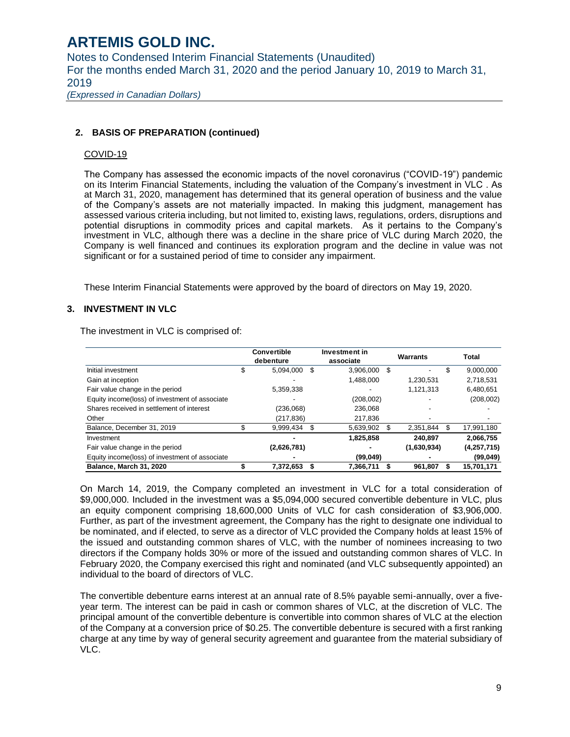## 2. BASIS OF PREPARATION (continued)

COVID-19

The Company has assessed the economic impacts of the novel coronavirus ("COVID-19") pandemic on its Interim Financial Statements, including the valuation of the Company's investment in VLC . As at March 31, 2020, management has determined that its general operation of business and the value of the Company's assets are not materially impacted. In making this judgment, management has assessed various criteria including, but not limited to, existing laws, regulations, orders, disruptions and potential disruptions in commodity prices and capital markets. As it pertains to the Company's investment in VLC, although there was a decline in the share price of VLC during March 2020, the Company is well financed and continues its exploration program and the decline in value was not significant or for a sustained period of time to consider any impairment.

These Interim Financial Statements were approved by the board of directors on May 19, 2020.

## 3. INVESTMENT IN VLC

The investment in VLC is comprised of:

| | Convertible debenture | Investment in associate | Warrants | Total |
|---|---|---|---|---|
| Initial investment | $ 5,094,000 | $ 3,906,000 | $ - | $ 9,000,000 |
| Gain at inception | - | 1,488,000 | 1,230,531 | 2,718,531 |
| Fair value change in the period | 5,359,338 | - | 1,121,313 | 6,480,651 |
| Equity income(loss) of investment of associate | - | (208,002) | - | (208,002) |
| Shares received in settlement of interest | (236,068) | 236,068 | - | - |
| Other | (217,836) | 217,836 | - | - |
| Balance, December 31, 2019 | $ 9,999,434 | $ 5,639,902 | $ 2,351,844 | $ 17,991,180 |
| Investment | **-** | **1,825,858** | **240,897** | **2,066,755** |
| Fair value change in the period | **(2,626,781)** | **-** | **(1,630,934)** | **(4,257,715)** |
| Equity income(loss) of investment of associate | **-** | **(99,049)** | **-** | **(99,049)** |
| **Balance, March 31, 2020** | **$ 7,372,653** | **$ 7,366,711** | **$ 961,807** | **$ 15,701,171** |

On March 14, 2019, the Company completed an investment in VLC for a total consideration of $9,000,000. Included in the investment was a $5,094,000 secured convertible debenture in VLC, plus an equity component comprising 18,600,000 Units of VLC for cash consideration of $3,906,000. Further, as part of the investment agreement, the Company has the right to designate one individual to be nominated, and if elected, to serve as a director of VLC provided the Company holds at least 15% of the issued and outstanding common shares of VLC, with the number of nominees increasing to two directors if the Company holds 30% or more of the issued and outstanding common shares of VLC. In February 2020, the Company exercised this right and nominated (and VLC subsequently appointed) an individual to the board of directors of VLC.

The convertible debenture earns interest at an annual rate of 8.5% payable semi-annually, over a five-year term. The interest can be paid in cash or common shares of VLC, at the discretion of VLC. The principal amount of the convertible debenture is convertible into common shares of VLC at the election of the Company at a conversion price of $0.25. The convertible debenture is secured with a first ranking charge at any time by way of general security agreement and guarantee from the material subsidiary of VLC.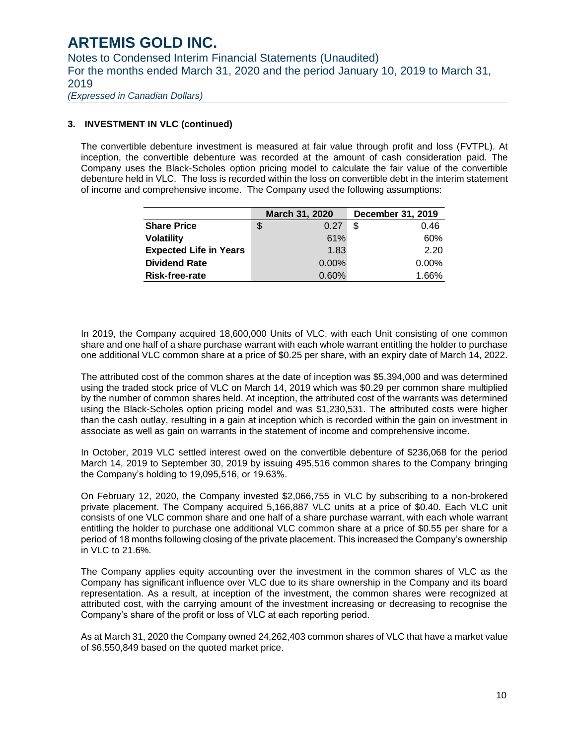### 3. INVESTMENT IN VLC (continued)

The convertible debenture investment is measured at fair value through profit and loss (FVTPL). At inception, the convertible debenture was recorded at the amount of cash consideration paid. The Company uses the Black-Scholes option pricing model to calculate the fair value of the convertible debenture held in VLC. The loss is recorded within the loss on convertible debt in the interim statement of income and comprehensive income. The Company used the following assumptions:

| | March 31, 2020 | December 31, 2019 |
|---|---|---|
| **Share Price** | $ 0.27 | $ 0.46 |
| **Volatility** | 61% | 60% |
| **Expected Life in Years** | 1.83 | 2.20 |
| **Dividend Rate** | 0.00% | 0.00% |
| **Risk-free-rate** | 0.60% | 1.66% |

In 2019, the Company acquired 18,600,000 Units of VLC, with each Unit consisting of one common share and one half of a share purchase warrant with each whole warrant entitling the holder to purchase one additional VLC common share at a price of $0.25 per share, with an expiry date of March 14, 2022.

The attributed cost of the common shares at the date of inception was $5,394,000 and was determined using the traded stock price of VLC on March 14, 2019 which was $0.29 per common share multiplied by the number of common shares held. At inception, the attributed cost of the warrants was determined using the Black-Scholes option pricing model and was $1,230,531. The attributed costs were higher than the cash outlay, resulting in a gain at inception which is recorded within the gain on investment in associate as well as gain on warrants in the statement of income and comprehensive income.

In October, 2019 VLC settled interest owed on the convertible debenture of $236,068 for the period March 14, 2019 to September 30, 2019 by issuing 495,516 common shares to the Company bringing the Company's holding to 19,095,516, or 19.63%.

On February 12, 2020, the Company invested $2,066,755 in VLC by subscribing to a non-brokered private placement. The Company acquired 5,166,887 VLC units at a price of $0.40. Each VLC unit consists of one VLC common share and one half of a share purchase warrant, with each whole warrant entitling the holder to purchase one additional VLC common share at a price of $0.55 per share for a period of 18 months following closing of the private placement. This increased the Company's ownership in VLC to 21.6%.

The Company applies equity accounting over the investment in the common shares of VLC as the Company has significant influence over VLC due to its share ownership in the Company and its board representation. As a result, at inception of the investment, the common shares were recognized at attributed cost, with the carrying amount of the investment increasing or decreasing to recognise the Company's share of the profit or loss of VLC at each reporting period.

As at March 31, 2020 the Company owned 24,262,403 common shares of VLC that have a market value of $6,550,849 based on the quoted market price.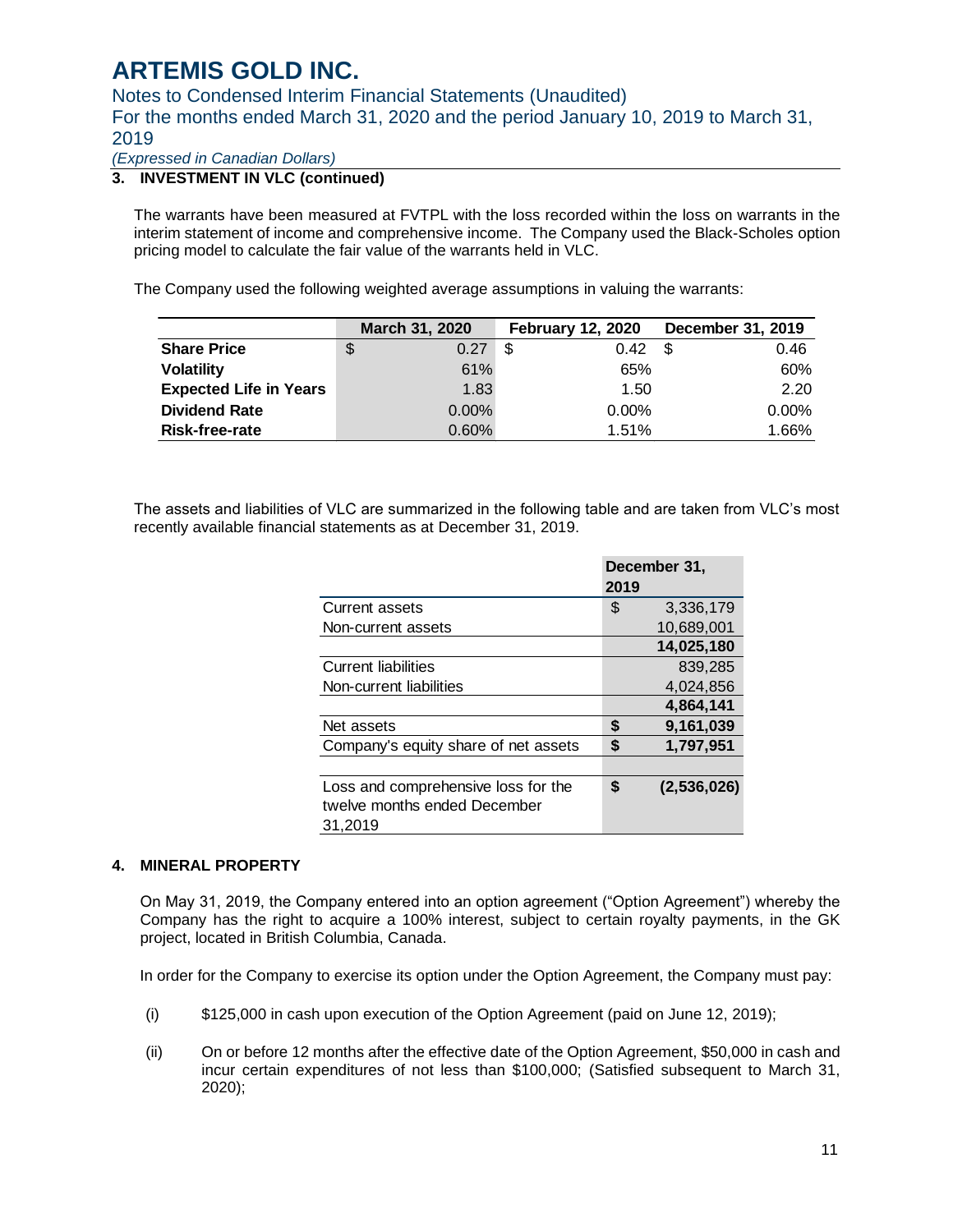## 3. INVESTMENT IN VLC (continued)

The warrants have been measured at FVTPL with the loss recorded within the loss on warrants in the interim statement of income and comprehensive income. The Company used the Black-Scholes option pricing model to calculate the fair value of the warrants held in VLC.

The Company used the following weighted average assumptions in valuing the warrants:

| | March 31, 2020 | February 12, 2020 | December 31, 2019 |
|---|---|---|---|
| **Share Price** | $ 0.27 | $ 0.42 | $ 0.46 |
| **Volatility** | 61% | 65% | 60% |
| **Expected Life in Years** | 1.83 | 1.50 | 2.20 |
| **Dividend Rate** | 0.00% | 0.00% | 0.00% |
| **Risk-free-rate** | 0.60% | 1.51% | 1.66% |

The assets and liabilities of VLC are summarized in the following table and are taken from VLC's most recently available financial statements as at December 31, 2019.

| | December 31, 2019 |
|---|---|
| Current assets | $ 3,336,179 |
| Non-current assets | 10,689,001 |
| | **14,025,180** |
| Current liabilities | 839,285 |
| Non-current liabilities | 4,024,856 |
| | **4,864,141** |
| Net assets | **$ 9,161,039** |
| Company's equity share of net assets | **$ 1,797,951** |
| | |
| Loss and comprehensive loss for the twelve months ended December 31,2019 | **$ (2,536,026)** |

## 4. MINERAL PROPERTY

On May 31, 2019, the Company entered into an option agreement ("Option Agreement") whereby the Company has the right to acquire a 100% interest, subject to certain royalty payments, in the GK project, located in British Columbia, Canada.

In order for the Company to exercise its option under the Option Agreement, the Company must pay:

(i) $125,000 in cash upon execution of the Option Agreement (paid on June 12, 2019);

(ii) On or before 12 months after the effective date of the Option Agreement, $50,000 in cash and incur certain expenditures of not less than $100,000; (Satisfied subsequent to March 31, 2020);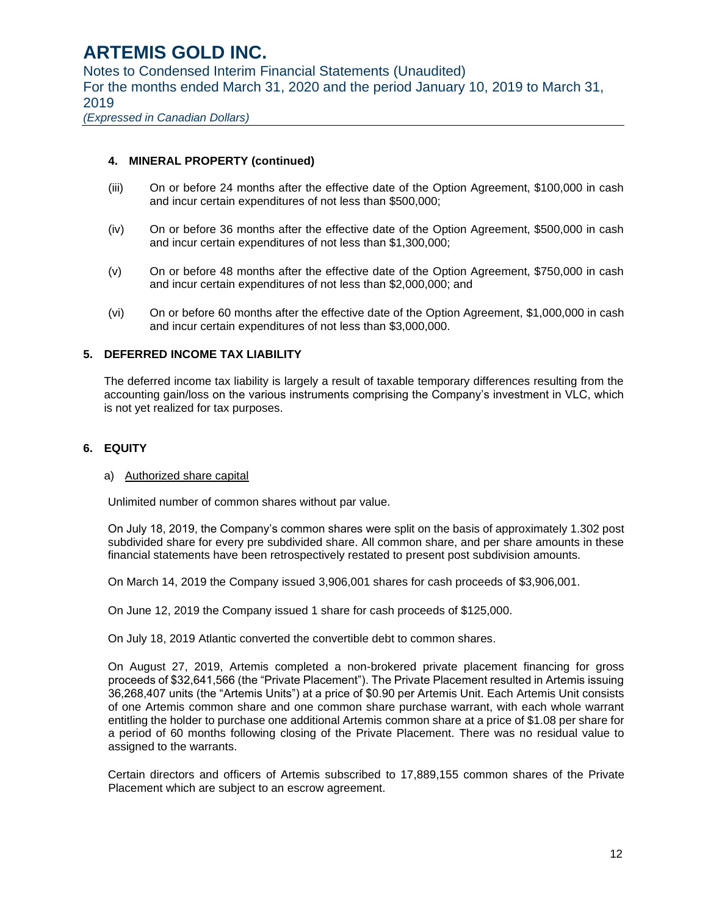### 4. MINERAL PROPERTY (continued)

(iii) On or before 24 months after the effective date of the Option Agreement, $100,000 in cash and incur certain expenditures of not less than $500,000;

(iv) On or before 36 months after the effective date of the Option Agreement, $500,000 in cash and incur certain expenditures of not less than $1,300,000;

(v) On or before 48 months after the effective date of the Option Agreement, $750,000 in cash and incur certain expenditures of not less than $2,000,000; and

(vi) On or before 60 months after the effective date of the Option Agreement, $1,000,000 in cash and incur certain expenditures of not less than $3,000,000.

## 5. DEFERRED INCOME TAX LIABILITY

The deferred income tax liability is largely a result of taxable temporary differences resulting from the accounting gain/loss on the various instruments comprising the Company's investment in VLC, which is not yet realized for tax purposes.

## 6. EQUITY

a) Authorized share capital

Unlimited number of common shares without par value.

On July 18, 2019, the Company's common shares were split on the basis of approximately 1.302 post subdivided share for every pre subdivided share. All common share, and per share amounts in these financial statements have been retrospectively restated to present post subdivision amounts.

On March 14, 2019 the Company issued 3,906,001 shares for cash proceeds of $3,906,001.

On June 12, 2019 the Company issued 1 share for cash proceeds of $125,000.

On July 18, 2019 Atlantic converted the convertible debt to common shares.

On August 27, 2019, Artemis completed a non-brokered private placement financing for gross proceeds of $32,641,566 (the "Private Placement"). The Private Placement resulted in Artemis issuing 36,268,407 units (the "Artemis Units") at a price of $0.90 per Artemis Unit. Each Artemis Unit consists of one Artemis common share and one common share purchase warrant, with each whole warrant entitling the holder to purchase one additional Artemis common share at a price of $1.08 per share for a period of 60 months following closing of the Private Placement. There was no residual value to assigned to the warrants.

Certain directors and officers of Artemis subscribed to 17,889,155 common shares of the Private Placement which are subject to an escrow agreement.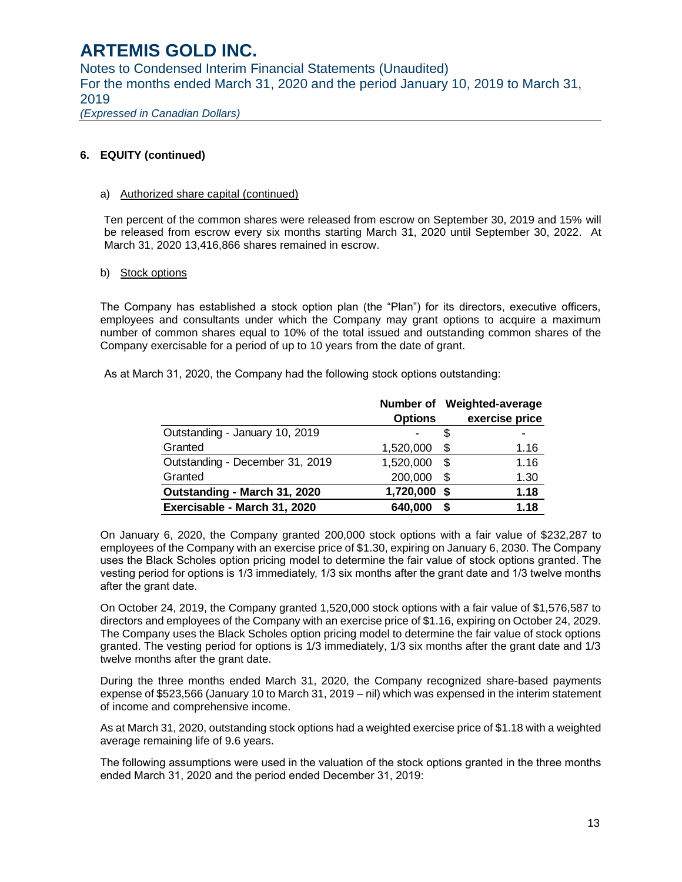## 6. EQUITY (continued)

### a) Authorized share capital (continued)

Ten percent of the common shares were released from escrow on September 30, 2019 and 15% will be released from escrow every six months starting March 31, 2020 until September 30, 2022. At March 31, 2020 13,416,866 shares remained in escrow.

### b) Stock options

The Company has established a stock option plan (the "Plan") for its directors, executive officers, employees and consultants under which the Company may grant options to acquire a maximum number of common shares equal to 10% of the total issued and outstanding common shares of the Company exercisable for a period of up to 10 years from the date of grant.

As at March 31, 2020, the Company had the following stock options outstanding:

| | Number of Options | | Weighted-average exercise price |
|---|---|---|---|
| Outstanding - January 10, 2019 | - | $ | - |
| Granted | 1,520,000 | $ | 1.16 |
| Outstanding - December 31, 2019 | 1,520,000 | $ | 1.16 |
| Granted | 200,000 | $ | 1.30 |
| **Outstanding - March 31, 2020** | **1,720,000** | **$** | **1.18** |
| **Exercisable - March 31, 2020** | **640,000** | **$** | **1.18** |

On January 6, 2020, the Company granted 200,000 stock options with a fair value of $232,287 to employees of the Company with an exercise price of $1.30, expiring on January 6, 2030. The Company uses the Black Scholes option pricing model to determine the fair value of stock options granted. The vesting period for options is 1/3 immediately, 1/3 six months after the grant date and 1/3 twelve months after the grant date.

On October 24, 2019, the Company granted 1,520,000 stock options with a fair value of $1,576,587 to directors and employees of the Company with an exercise price of $1.16, expiring on October 24, 2029. The Company uses the Black Scholes option pricing model to determine the fair value of stock options granted. The vesting period for options is 1/3 immediately, 1/3 six months after the grant date and 1/3 twelve months after the grant date.

During the three months ended March 31, 2020, the Company recognized share-based payments expense of $523,566 (January 10 to March 31, 2019 – nil) which was expensed in the interim statement of income and comprehensive income.

As at March 31, 2020, outstanding stock options had a weighted exercise price of $1.18 with a weighted average remaining life of 9.6 years.

The following assumptions were used in the valuation of the stock options granted in the three months ended March 31, 2020 and the period ended December 31, 2019: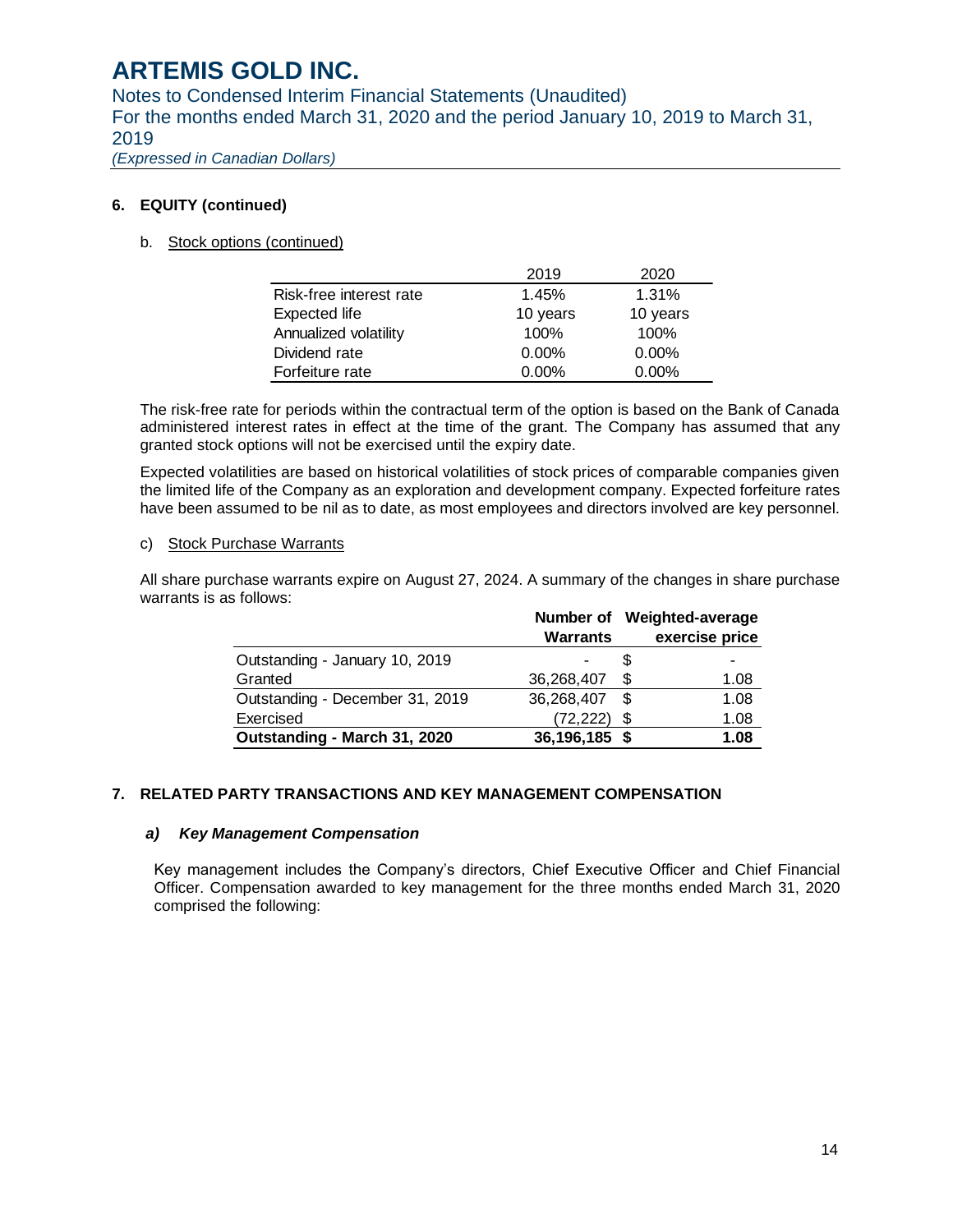# ARTEMIS GOLD INC.

Notes to Condensed Interim Financial Statements (Unaudited)
For the months ended March 31, 2020 and the period January 10, 2019 to March 31, 2019
*(Expressed in Canadian Dollars)*

**6. EQUITY (continued)**

b. Stock options (continued)

| | 2019 | 2020 |
|---|---|---|
| Risk-free interest rate | 1.45% | 1.31% |
| Expected life | 10 years | 10 years |
| Annualized volatility | 100% | 100% |
| Dividend rate | 0.00% | 0.00% |
| Forfeiture rate | 0.00% | 0.00% |

The risk-free rate for periods within the contractual term of the option is based on the Bank of Canada administered interest rates in effect at the time of the grant. The Company has assumed that any granted stock options will not be exercised until the expiry date.

Expected volatilities are based on historical volatilities of stock prices of comparable companies given the limited life of the Company as an exploration and development company. Expected forfeiture rates have been assumed to be nil as to date, as most employees and directors involved are key personnel.

c) Stock Purchase Warrants

All share purchase warrants expire on August 27, 2024. A summary of the changes in share purchase warrants is as follows:

| | Number of Warrants | Weighted-average exercise price |
|---|---|---|
| Outstanding - January 10, 2019 | - | $ - |
| Granted | 36,268,407 | $ 1.08 |
| Outstanding - December 31, 2019 | 36,268,407 | $ 1.08 |
| Exercised | (72,222) | $ 1.08 |
| **Outstanding - March 31, 2020** | **36,196,185** | **$ 1.08** |

**7. RELATED PARTY TRANSACTIONS AND KEY MANAGEMENT COMPENSATION**

***a) Key Management Compensation***

Key management includes the Company's directors, Chief Executive Officer and Chief Financial Officer. Compensation awarded to key management for the three months ended March 31, 2020 comprised the following: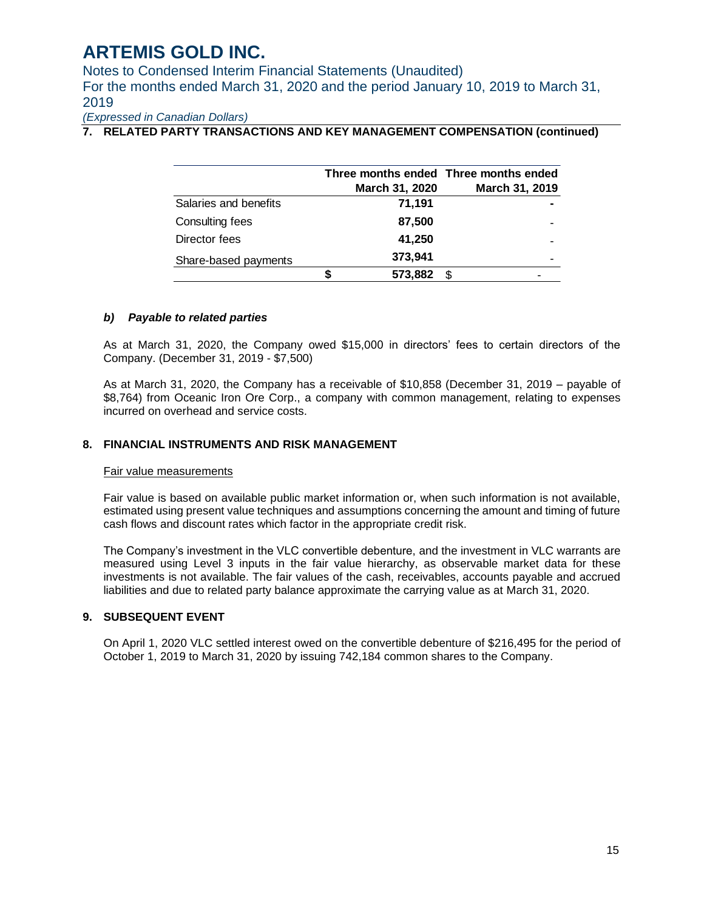## 7. RELATED PARTY TRANSACTIONS AND KEY MANAGEMENT COMPENSATION (continued)

| | Three months ended March 31, 2020 | Three months ended March 31, 2019 |
|---|---|---|
| Salaries and benefits | 71,191 | - |
| Consulting fees | 87,500 | - |
| Director fees | 41,250 | - |
| Share-based payments | 373,941 | - |
| | $ 573,882 | $ - |

### *b) Payable to related parties*

As at March 31, 2020, the Company owed $15,000 in directors' fees to certain directors of the Company. (December 31, 2019 - $7,500)

As at March 31, 2020, the Company has a receivable of $10,858 (December 31, 2019 – payable of $8,764) from Oceanic Iron Ore Corp., a company with common management, relating to expenses incurred on overhead and service costs.

## 8. FINANCIAL INSTRUMENTS AND RISK MANAGEMENT

Fair value measurements

Fair value is based on available public market information or, when such information is not available, estimated using present value techniques and assumptions concerning the amount and timing of future cash flows and discount rates which factor in the appropriate credit risk.

The Company's investment in the VLC convertible debenture, and the investment in VLC warrants are measured using Level 3 inputs in the fair value hierarchy, as observable market data for these investments is not available. The fair values of the cash, receivables, accounts payable and accrued liabilities and due to related party balance approximate the carrying value as at March 31, 2020.

## 9. SUBSEQUENT EVENT

On April 1, 2020 VLC settled interest owed on the convertible debenture of $216,495 for the period of October 1, 2019 to March 31, 2020 by issuing 742,184 common shares to the Company.